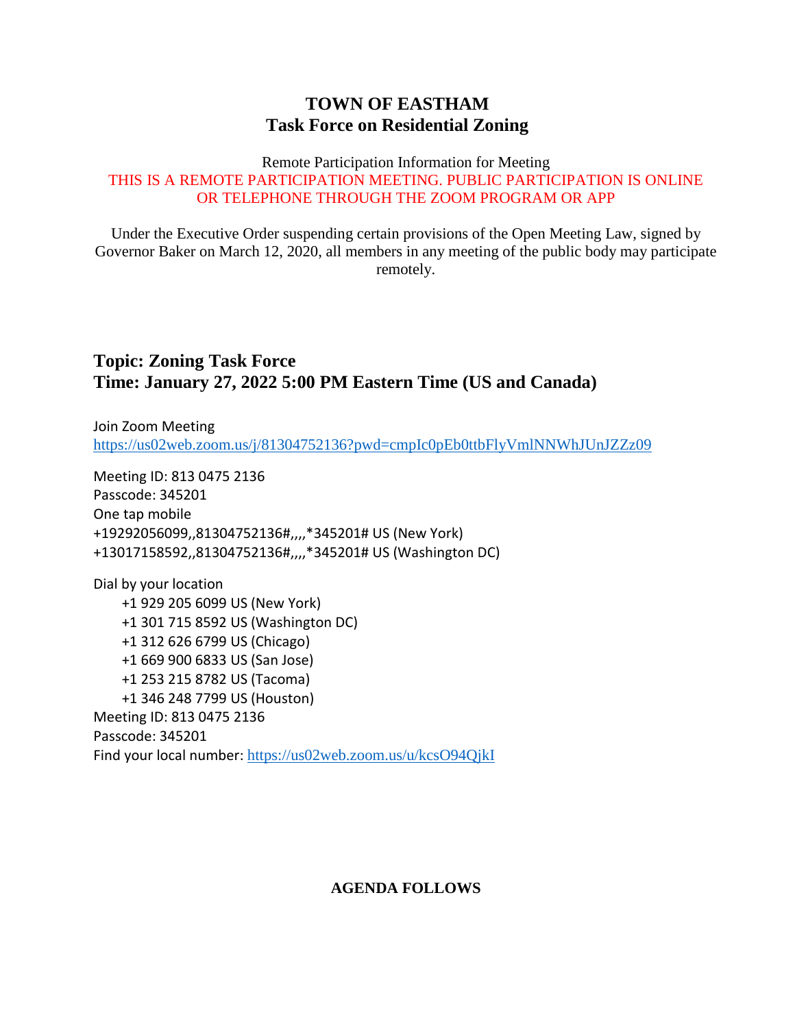# TOWN OF EASTHAM
## Task Force on Residential Zoning

Remote Participation Information for Meeting
THIS IS A REMOTE PARTICIPATION MEETING. PUBLIC PARTICIPATION IS ONLINE OR TELEPHONE THROUGH THE ZOOM PROGRAM OR APP

Under the Executive Order suspending certain provisions of the Open Meeting Law, signed by Governor Baker on March 12, 2020, all members in any meeting of the public body may participate remotely.

**Topic: Zoning Task Force**
**Time: January 27, 2022 5:00 PM Eastern Time (US and Canada)**

Join Zoom Meeting
https://us02web.zoom.us/j/81304752136?pwd=cmpIc0pEb0ttbFlyVmlNNWhJUnJZZz09

Meeting ID: 813 0475 2136
Passcode: 345201
One tap mobile
+19292056099,,81304752136#,,,,*345201# US (New York)
+13017158592,,81304752136#,,,,*345201# US (Washington DC)

Dial by your location
- +1 929 205 6099 US (New York)
- +1 301 715 8592 US (Washington DC)
- +1 312 626 6799 US (Chicago)
- +1 669 900 6833 US (San Jose)
- +1 253 215 8782 US (Tacoma)
- +1 346 248 7799 US (Houston)

Meeting ID: 813 0475 2136
Passcode: 345201
Find your local number: https://us02web.zoom.us/u/kcsO94QjkI

**AGENDA FOLLOWS**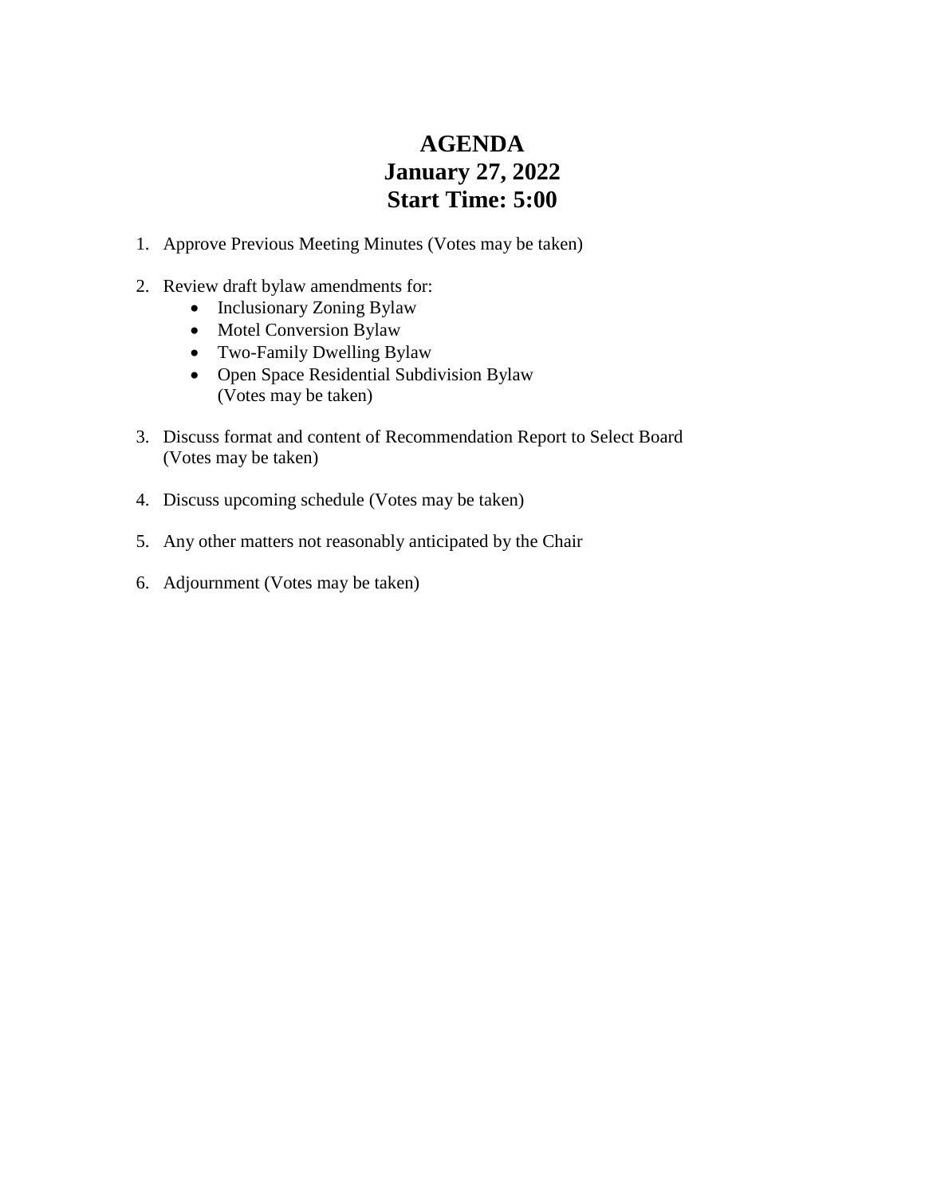# AGENDA
# January 27, 2022
# Start Time: 5:00

1. Approve Previous Meeting Minutes (Votes may be taken)

2. Review draft bylaw amendments for:
   - Inclusionary Zoning Bylaw
   - Motel Conversion Bylaw
   - Two-Family Dwelling Bylaw
   - Open Space Residential Subdivision Bylaw
     (Votes may be taken)

3. Discuss format and content of Recommendation Report to Select Board
   (Votes may be taken)

4. Discuss upcoming schedule (Votes may be taken)

5. Any other matters not reasonably anticipated by the Chair

6. Adjournment (Votes may be taken)